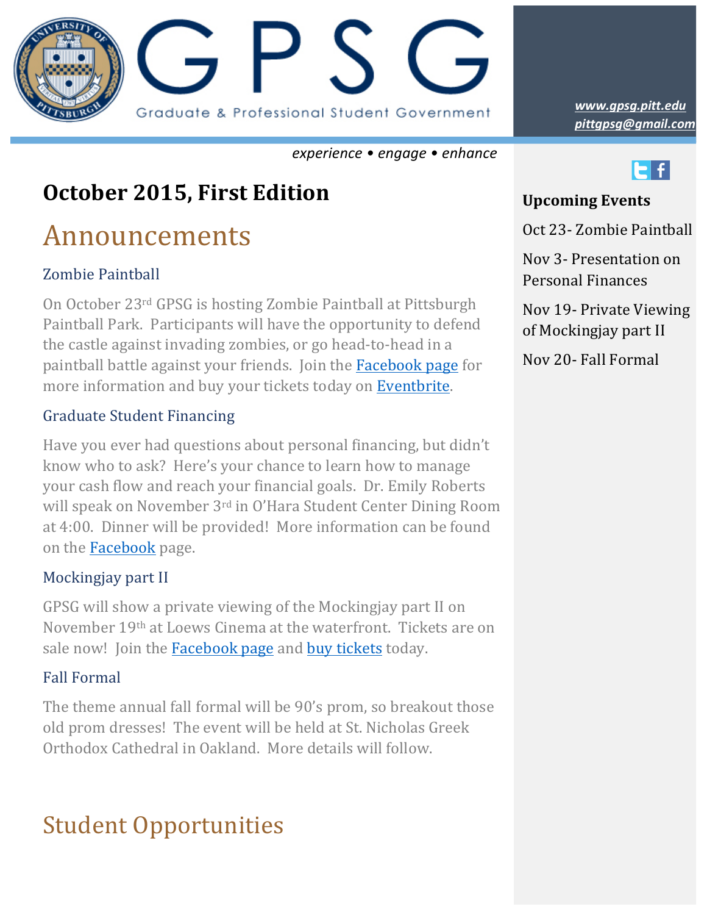# GPSG

Graduate & Professional Student Government

*www.gpsg.pitt.edu*
*pittgpsg@gmail.com*

*experience • engage • enhance*

## October 2015, First Edition

# Announcements

### Zombie Paintball

On October 23rd GPSG is hosting Zombie Paintball at Pittsburgh Paintball Park. Participants will have the opportunity to defend the castle against invading zombies, or go head-to-head in a paintball battle against your friends. Join the Facebook page for more information and buy your tickets today on Eventbrite.

### Graduate Student Financing

Have you ever had questions about personal financing, but didn't know who to ask? Here's your chance to learn how to manage your cash flow and reach your financial goals. Dr. Emily Roberts will speak on November 3rd in O'Hara Student Center Dining Room at 4:00. Dinner will be provided! More information can be found on the Facebook page.

### Mockingjay part II

GPSG will show a private viewing of the Mockingjay part II on November 19th at Loews Cinema at the waterfront. Tickets are on sale now! Join the Facebook page and buy tickets today.

### Fall Formal

The theme annual fall formal will be 90's prom, so breakout those old prom dresses! The event will be held at St. Nicholas Greek Orthodox Cathedral in Oakland. More details will follow.

**Upcoming Events**

Oct 23- Zombie Paintball

Nov 3- Presentation on Personal Finances

Nov 19- Private Viewing of Mockingjay part II

Nov 20- Fall Formal

# Student Opportunities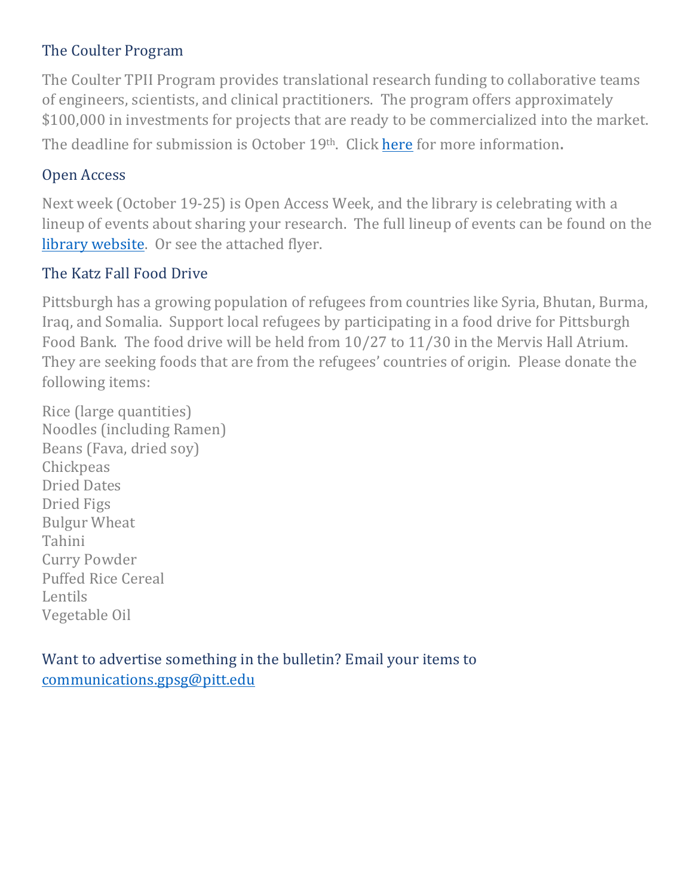## The Coulter Program

The Coulter TPII Program provides translational research funding to collaborative teams of engineers, scientists, and clinical practitioners. The program offers approximately $100,000 in investments for projects that are ready to be commercialized into the market. The deadline for submission is October 19th. Click here for more information.

## Open Access

Next week (October 19-25) is Open Access Week, and the library is celebrating with a lineup of events about sharing your research. The full lineup of events can be found on the library website. Or see the attached flyer.

## The Katz Fall Food Drive

Pittsburgh has a growing population of refugees from countries like Syria, Bhutan, Burma, Iraq, and Somalia. Support local refugees by participating in a food drive for Pittsburgh Food Bank. The food drive will be held from 10/27 to 11/30 in the Mervis Hall Atrium. They are seeking foods that are from the refugees' countries of origin. Please donate the following items:

Rice (large quantities)
Noodles (including Ramen)
Beans (Fava, dried soy)
Chickpeas
Dried Dates
Dried Figs
Bulgur Wheat
Tahini
Curry Powder
Puffed Rice Cereal
Lentils
Vegetable Oil

Want to advertise something in the bulletin? Email your items to communications.gpsg@pitt.edu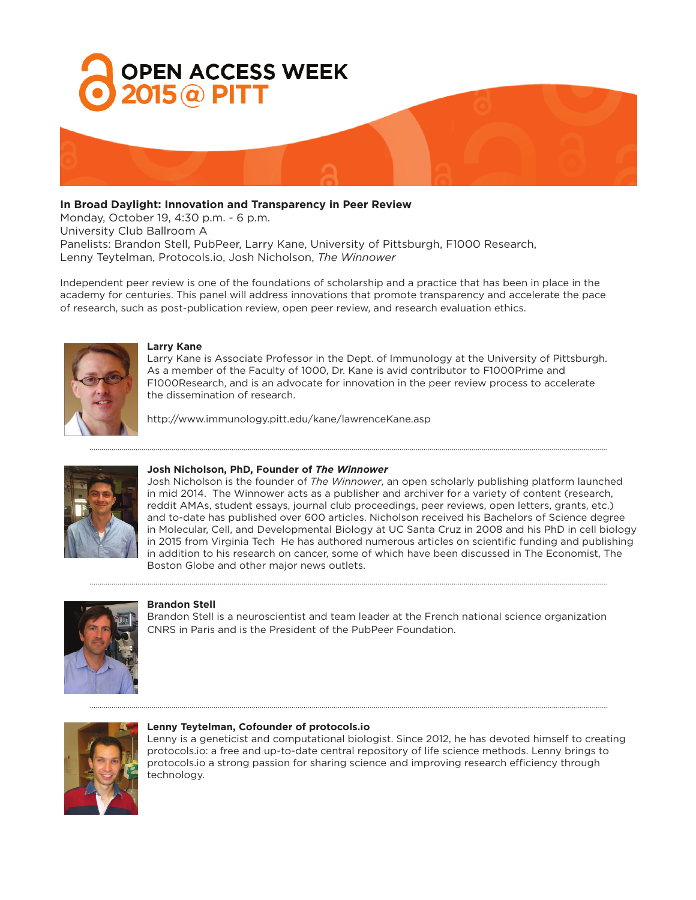# OPEN ACCESS WEEK 2015 @ PITT

**In Broad Daylight: Innovation and Transparency in Peer Review**
Monday, October 19, 4:30 p.m. - 6 p.m.
University Club Ballroom A
Panelists: Brandon Stell, PubPeer, Larry Kane, University of Pittsburgh, F1000 Research, Lenny Teytelman, Protocols.io, Josh Nicholson, *The Winnower*

Independent peer review is one of the foundations of scholarship and a practice that has been in place in the academy for centuries. This panel will address innovations that promote transparency and accelerate the pace of research, such as post-publication review, open peer review, and research evaluation ethics.

**Larry Kane**
Larry Kane is Associate Professor in the Dept. of Immunology at the University of Pittsburgh. As a member of the Faculty of 1000, Dr. Kane is avid contributor to F1000Prime and F1000Research, and is an advocate for innovation in the peer review process to accelerate the dissemination of research.

http://www.immunology.pitt.edu/kane/lawrenceKane.asp

**Josh Nicholson, PhD, Founder of *The Winnower***
Josh Nicholson is the founder of *The Winnower*, an open scholarly publishing platform launched in mid 2014. The Winnower acts as a publisher and archiver for a variety of content (research, reddit AMAs, student essays, journal club proceedings, peer reviews, open letters, grants, etc.) and to-date has published over 600 articles. Nicholson received his Bachelors of Science degree in Molecular, Cell, and Developmental Biology at UC Santa Cruz in 2008 and his PhD in cell biology in 2015 from Virginia Tech He has authored numerous articles on scientific funding and publishing in addition to his research on cancer, some of which have been discussed in The Economist, The Boston Globe and other major news outlets.

**Brandon Stell**
Brandon Stell is a neuroscientist and team leader at the French national science organization CNRS in Paris and is the President of the PubPeer Foundation.

**Lenny Teytelman, Cofounder of protocols.io**
Lenny is a geneticist and computational biologist. Since 2012, he has devoted himself to creating protocols.io: a free and up-to-date central repository of life science methods. Lenny brings to protocols.io a strong passion for sharing science and improving research efficiency through technology.